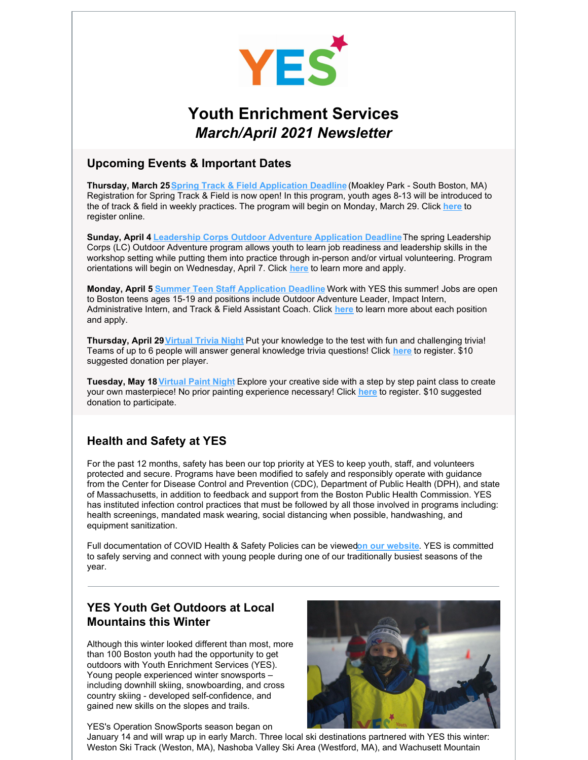# Youth Enrichment Services

## *March/April 2021 Newsletter*

## Upcoming Events & Important Dates

**Thursday, March 25** Spring Track & Field Application Deadline (Moakley Park - South Boston, MA) Registration for Spring Track & Field is now open! In this program, youth ages 8-13 will be introduced to the of track & field in weekly practices. The program will begin on Monday, March 29. Click **here** to register online.

**Sunday, April 4** Leadership Corps Outdoor Adventure Application Deadline The spring Leadership Corps (LC) Outdoor Adventure program allows youth to learn job readiness and leadership skills in the workshop setting while putting them into practice through in-person and/or virtual volunteering. Program orientations will begin on Wednesday, April 7. Click **here** to learn more and apply.

**Monday, April 5** Summer Teen Staff Application Deadline Work with YES this summer! Jobs are open to Boston teens ages 15-19 and positions include Outdoor Adventure Leader, Impact Intern, Administrative Intern, and Track & Field Assistant Coach. Click **here** to learn more about each position and apply.

**Thursday, April 29** Virtual Trivia Night Put your knowledge to the test with fun and challenging trivia! Teams of up to 6 people will answer general knowledge trivia questions! Click **here** to register. $10 suggested donation per player.

**Tuesday, May 18** Virtual Paint Night Explore your creative side with a step by step paint class to create your own masterpiece! No prior painting experience necessary! Click **here** to register. $10 suggested donation to participate.

## Health and Safety at YES

For the past 12 months, safety has been our top priority at YES to keep youth, staff, and volunteers protected and secure. Programs have been modified to safely and responsibly operate with guidance from the Center for Disease Control and Prevention (CDC), Department of Public Health (DPH), and state of Massachusetts, in addition to feedback and support from the Boston Public Health Commission. YES has instituted infection control practices that must be followed by all those involved in programs including: health screenings, mandated mask wearing, social distancing when possible, handwashing, and equipment sanitization.

Full documentation of COVID Health & Safety Policies can be viewed **on our website**. YES is committed to safely serving and connect with young people during one of our traditionally busiest seasons of the year.

---

## YES Youth Get Outdoors at Local Mountains this Winter

Although this winter looked different than most, more than 100 Boston youth had the opportunity to get outdoors with Youth Enrichment Services (YES). Young people experienced winter snowsports – including downhill skiing, snowboarding, and cross country skiing - developed self-confidence, and gained new skills on the slopes and trails.

YES's Operation SnowSports season began on January 14 and will wrap up in early March. Three local ski destinations partnered with YES this winter: Weston Ski Track (Weston, MA), Nashoba Valley Ski Area (Westford, MA), and Wachusett Mountain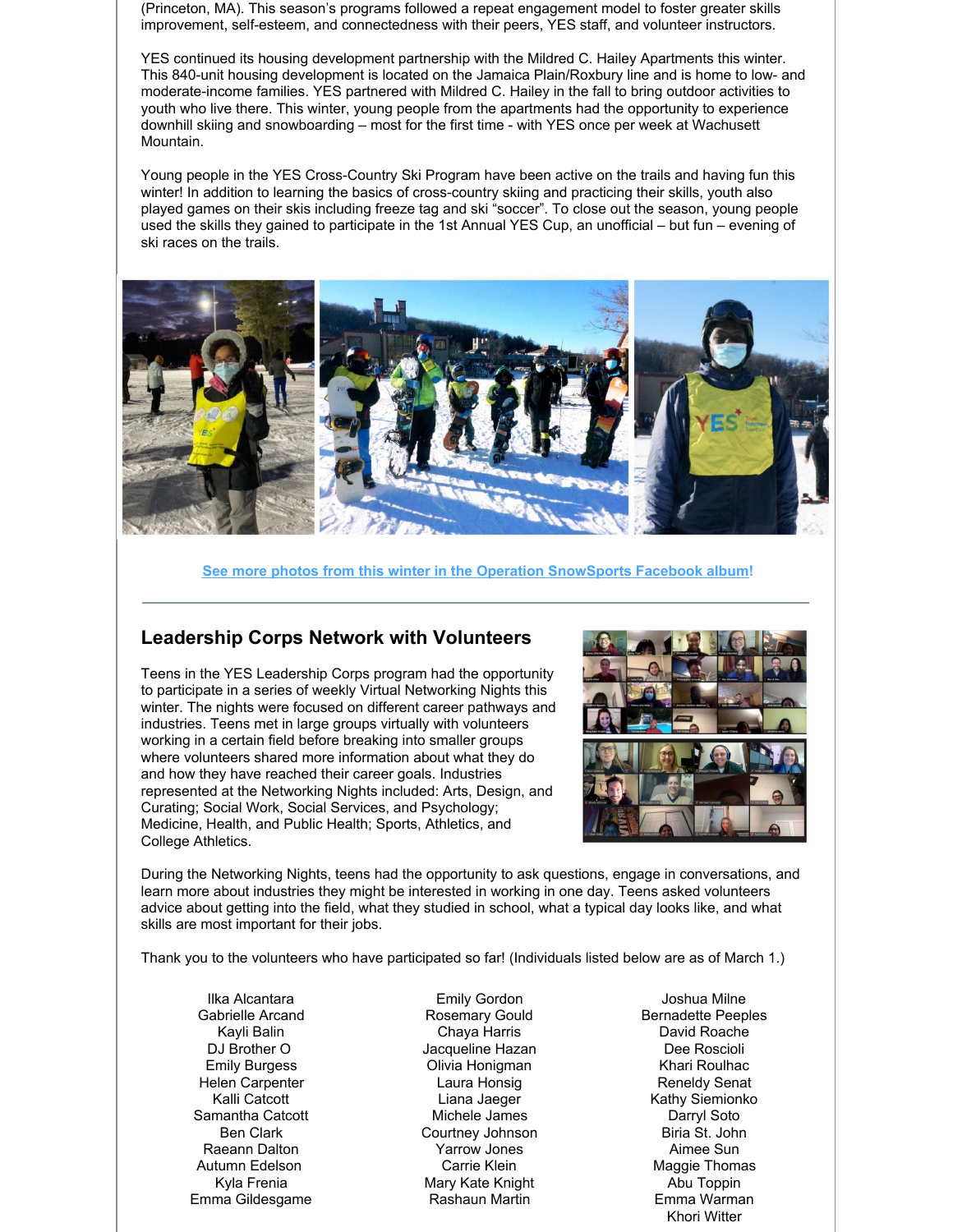(Princeton, MA). This season's programs followed a repeat engagement model to foster greater skills improvement, self-esteem, and connectedness with their peers, YES staff, and volunteer instructors.

YES continued its housing development partnership with the Mildred C. Hailey Apartments this winter. This 840-unit housing development is located on the Jamaica Plain/Roxbury line and is home to low- and moderate-income families. YES partnered with Mildred C. Hailey in the fall to bring outdoor activities to youth who live there. This winter, young people from the apartments had the opportunity to experience downhill skiing and snowboarding – most for the first time - with YES once per week at Wachusett Mountain.

Young people in the YES Cross-Country Ski Program have been active on the trails and having fun this winter! In addition to learning the basics of cross-country skiing and practicing their skills, youth also played games on their skis including freeze tag and ski "soccer". To close out the season, young people used the skills they gained to participate in the 1st Annual YES Cup, an unofficial – but fun – evening of ski races on the trails.

**See more photos from this winter in the Operation SnowSports Facebook album!**

---

## Leadership Corps Network with Volunteers

Teens in the YES Leadership Corps program had the opportunity to participate in a series of weekly Virtual Networking Nights this winter. The nights were focused on different career pathways and industries. Teens met in large groups virtually with volunteers working in a certain field before breaking into smaller groups where volunteers shared more information about what they do and how they have reached their career goals. Industries represented at the Networking Nights included: Arts, Design, and Curating; Social Work, Social Services, and Psychology; Medicine, Health, and Public Health; Sports, Athletics, and College Athletics.

During the Networking Nights, teens had the opportunity to ask questions, engage in conversations, and learn more about industries they might be interested in working in one day. Teens asked volunteers advice about getting into the field, what they studied in school, what a typical day looks like, and what skills are most important for their jobs.

Thank you to the volunteers who have participated so far! (Individuals listed below are as of March 1.)

Ilka Alcantara
Gabrielle Arcand
Kayli Balin
DJ Brother O
Emily Burgess
Helen Carpenter
Kalli Catcott
Samantha Catcott
Ben Clark
Raeann Dalton
Autumn Edelson
Kyla Frenia
Emma Gildesgame
Emily Gordon
Rosemary Gould
Chaya Harris
Jacqueline Hazan
Olivia Honigman
Laura Honsig
Liana Jaeger
Michele James
Courtney Johnson
Yarrow Jones
Carrie Klein
Mary Kate Knight
Rashaun Martin
Joshua Milne
Bernadette Peeples
David Roache
Dee Roscioli
Khari Roulhac
Reneldy Senat
Kathy Siemionko
Darryl Soto
Biria St. John
Aimee Sun
Maggie Thomas
Abu Toppin
Emma Warman
Khori Witter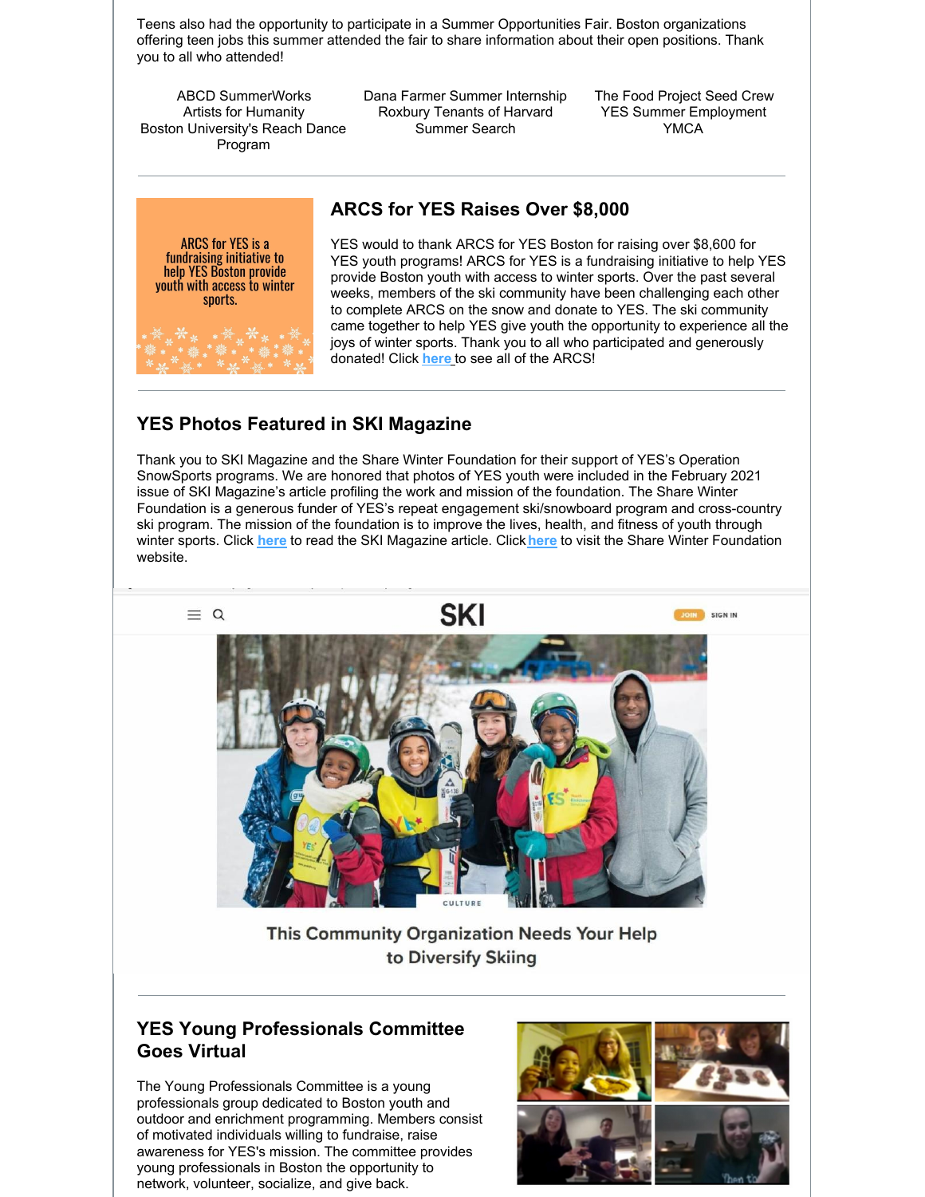Teens also had the opportunity to participate in a Summer Opportunities Fair. Boston organizations offering teen jobs this summer attended the fair to share information about their open positions. Thank you to all who attended!

- ABCD SummerWorks
- Artists for Humanity
- Boston University's Reach Dance Program
- Dana Farmer Summer Internship
- Roxbury Tenants of Harvard Summer Search
- The Food Project Seed Crew
- YES Summer Employment
- YMCA

ARCS for YES is a fundraising initiative to help YES Boston provide youth with access to winter sports.

## ARCS for YES Raises Over $8,000

YES would to thank ARCS for YES Boston for raising over $8,600 for YES youth programs! ARCS for YES is a fundraising initiative to help YES provide Boston youth with access to winter sports. Over the past several weeks, members of the ski community have been challenging each other to complete ARCS on the snow and donate to YES. The ski community came together to help YES give youth the opportunity to experience all the joys of winter sports. Thank you to all who participated and generously donated! Click **here** to see all of the ARCS!

## YES Photos Featured in SKI Magazine

Thank you to SKI Magazine and the Share Winter Foundation for their support of YES's Operation SnowSports programs. We are honored that photos of YES youth were included in the February 2021 issue of SKI Magazine's article profiling the work and mission of the foundation. The Share Winter Foundation is a generous funder of YES's repeat engagement ski/snowboard program and cross-country ski program. The mission of the foundation is to improve the lives, health, and fitness of youth through winter sports. Click **here** to read the SKI Magazine article. Click **here** to visit the Share Winter Foundation website.

SKI

CULTURE

This Community Organization Needs Your Help to Diversify Skiing

## YES Young Professionals Committee Goes Virtual

The Young Professionals Committee is a young professionals group dedicated to Boston youth and outdoor and enrichment programming. Members consist of motivated individuals willing to fundraise, raise awareness for YES's mission. The committee provides young professionals in Boston the opportunity to network, volunteer, socialize, and give back.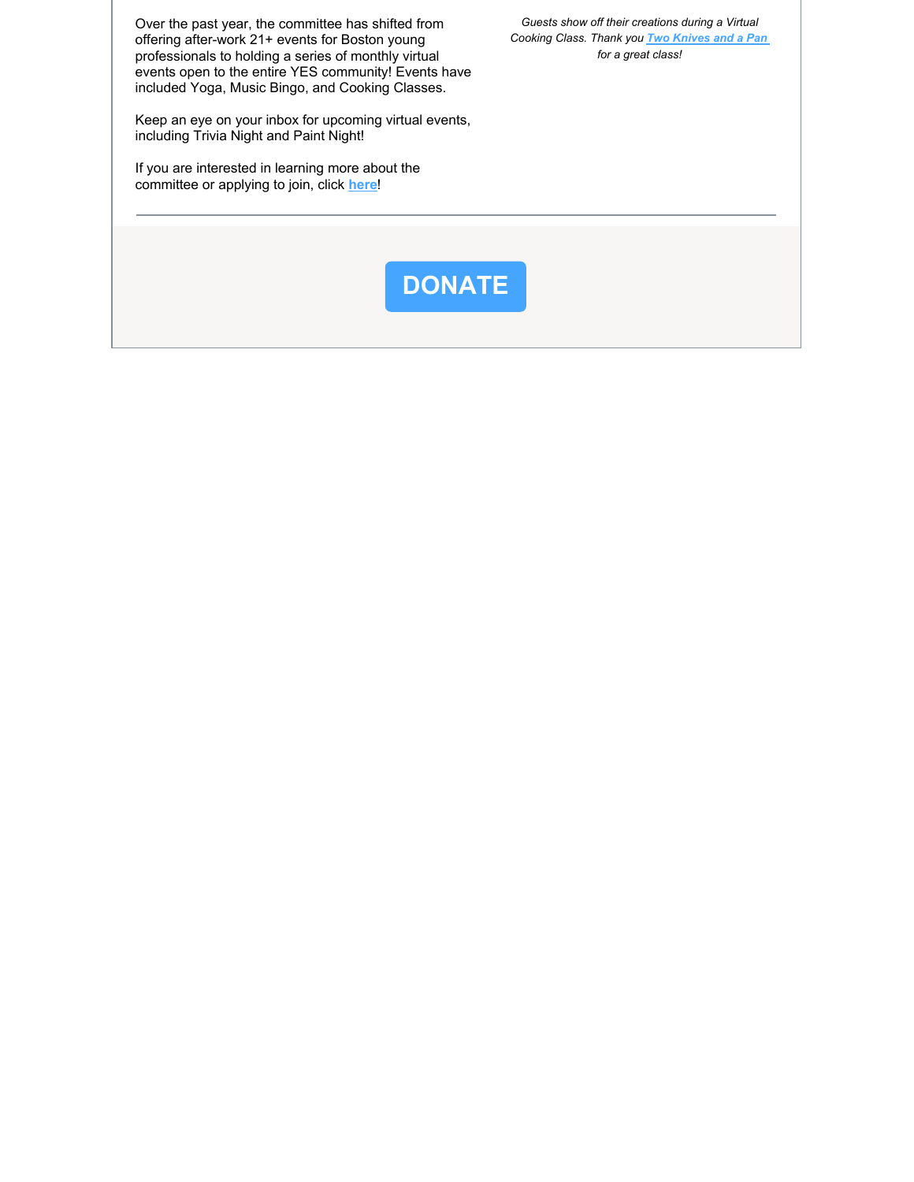Over the past year, the committee has shifted from offering after-work 21+ events for Boston young professionals to holding a series of monthly virtual events open to the entire YES community! Events have included Yoga, Music Bingo, and Cooking Classes.

Keep an eye on your inbox for upcoming virtual events, including Trivia Night and Paint Night!

If you are interested in learning more about the committee or applying to join, click **here**!

*Guests show off their creations during a Virtual Cooking Class. Thank you **Two Knives and a Pan** for a great class!*

---

**DONATE**